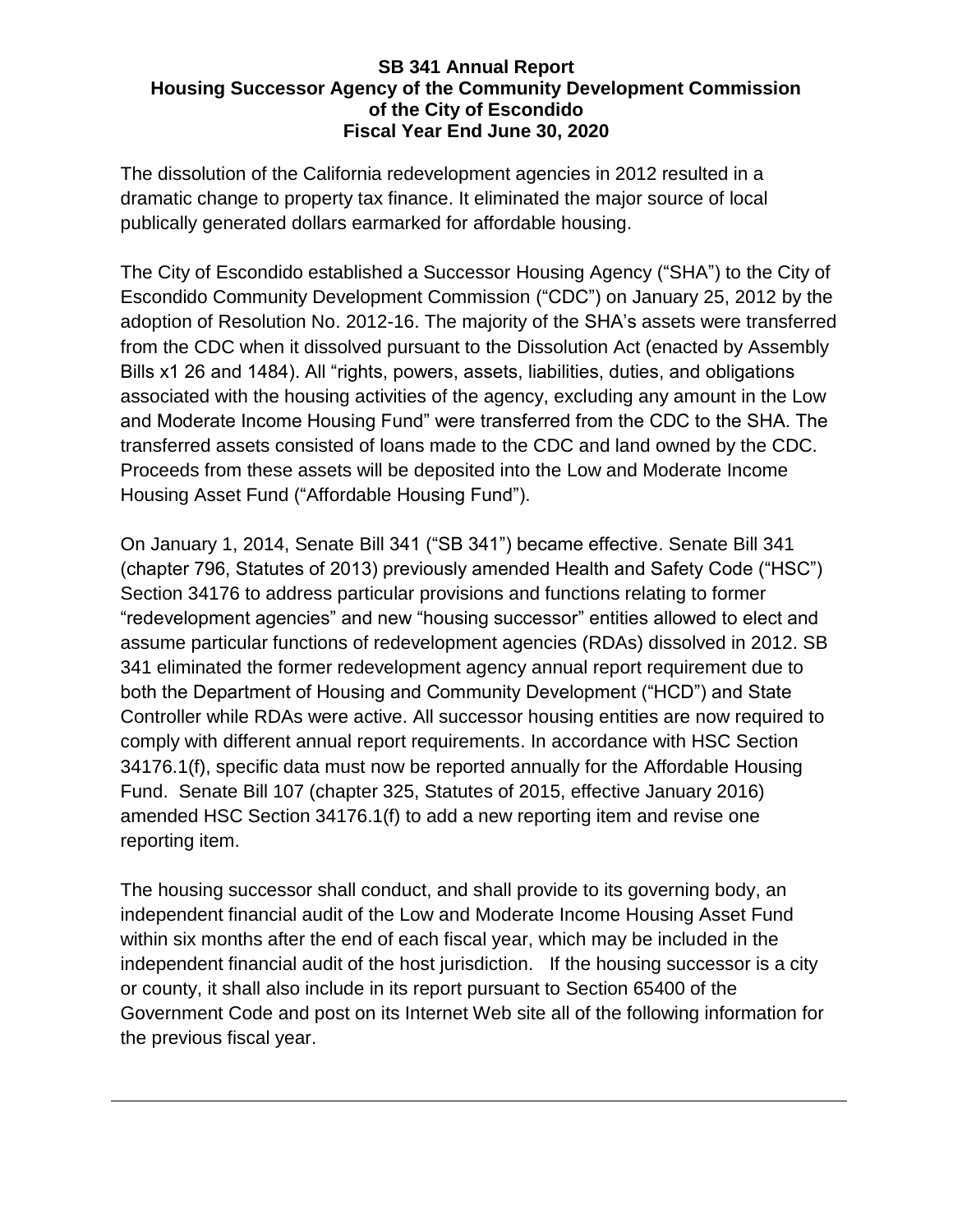# SB 341 Annual Report
## Housing Successor Agency of the Community Development Commission of the City of Escondido
## Fiscal Year End June 30, 2020

The dissolution of the California redevelopment agencies in 2012 resulted in a dramatic change to property tax finance. It eliminated the major source of local publically generated dollars earmarked for affordable housing.

The City of Escondido established a Successor Housing Agency ("SHA") to the City of Escondido Community Development Commission ("CDC") on January 25, 2012 by the adoption of Resolution No. 2012-16. The majority of the SHA's assets were transferred from the CDC when it dissolved pursuant to the Dissolution Act (enacted by Assembly Bills x1 26 and 1484). All "rights, powers, assets, liabilities, duties, and obligations associated with the housing activities of the agency, excluding any amount in the Low and Moderate Income Housing Fund" were transferred from the CDC to the SHA. The transferred assets consisted of loans made to the CDC and land owned by the CDC. Proceeds from these assets will be deposited into the Low and Moderate Income Housing Asset Fund ("Affordable Housing Fund").

On January 1, 2014, Senate Bill 341 ("SB 341") became effective. Senate Bill 341 (chapter 796, Statutes of 2013) previously amended Health and Safety Code ("HSC") Section 34176 to address particular provisions and functions relating to former "redevelopment agencies" and new "housing successor" entities allowed to elect and assume particular functions of redevelopment agencies (RDAs) dissolved in 2012. SB 341 eliminated the former redevelopment agency annual report requirement due to both the Department of Housing and Community Development ("HCD") and State Controller while RDAs were active. All successor housing entities are now required to comply with different annual report requirements. In accordance with HSC Section 34176.1(f), specific data must now be reported annually for the Affordable Housing Fund. Senate Bill 107 (chapter 325, Statutes of 2015, effective January 2016) amended HSC Section 34176.1(f) to add a new reporting item and revise one reporting item.

The housing successor shall conduct, and shall provide to its governing body, an independent financial audit of the Low and Moderate Income Housing Asset Fund within six months after the end of each fiscal year, which may be included in the independent financial audit of the host jurisdiction. If the housing successor is a city or county, it shall also include in its report pursuant to Section 65400 of the Government Code and post on its Internet Web site all of the following information for the previous fiscal year.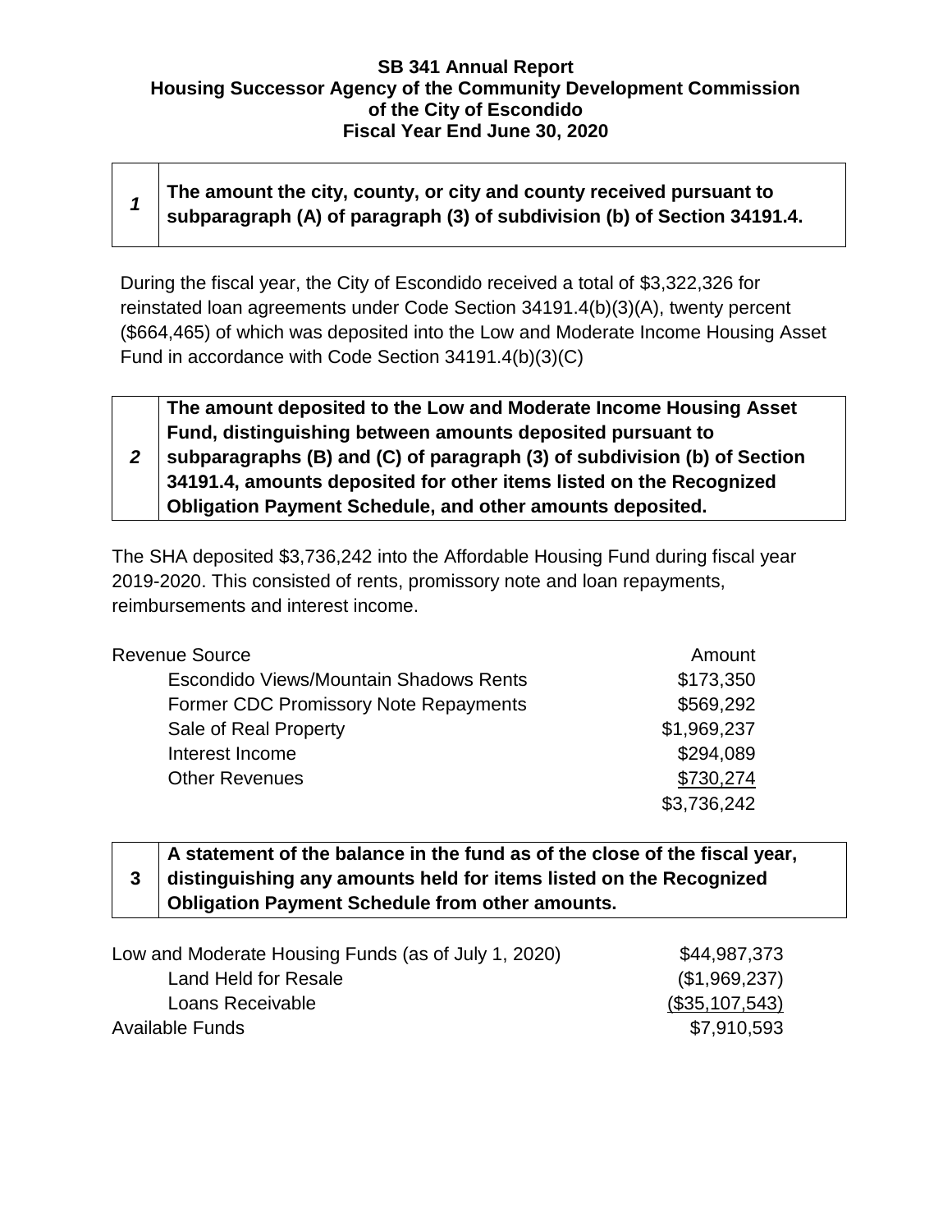**SB 341 Annual Report**
**Housing Successor Agency of the Community Development Commission of the City of Escondido**
**Fiscal Year End June 30, 2020**

| *1* | **The amount the city, county, or city and county received pursuant to subparagraph (A) of paragraph (3) of subdivision (b) of Section 34191.4.** |
|---|---|

During the fiscal year, the City of Escondido received a total of $3,322,326 for reinstated loan agreements under Code Section 34191.4(b)(3)(A), twenty percent ($664,465) of which was deposited into the Low and Moderate Income Housing Asset Fund in accordance with Code Section 34191.4(b)(3)(C)

| *2* | **The amount deposited to the Low and Moderate Income Housing Asset Fund, distinguishing between amounts deposited pursuant to subparagraphs (B) and (C) of paragraph (3) of subdivision (b) of Section 34191.4, amounts deposited for other items listed on the Recognized Obligation Payment Schedule, and other amounts deposited.** |
|---|---|

The SHA deposited $3,736,242 into the Affordable Housing Fund during fiscal year 2019-2020. This consisted of rents, promissory note and loan repayments, reimbursements and interest income.

| Revenue Source | Amount |
|---|---|
| Escondido Views/Mountain Shadows Rents | $173,350 |
| Former CDC Promissory Note Repayments | $569,292 |
| Sale of Real Property | $1,969,237 |
| Interest Income | $294,089 |
| Other Revenues | $730,274 |
| | $3,736,242 |

| **3** | **A statement of the balance in the fund as of the close of the fiscal year, distinguishing any amounts held for items listed on the Recognized Obligation Payment Schedule from other amounts.** |
|---|---|

| | |
|---|---|
| Low and Moderate Housing Funds (as of July 1, 2020) | $44,987,373 |
| Land Held for Resale | ($1,969,237) |
| Loans Receivable | ($35,107,543) |
| Available Funds | $7,910,593 |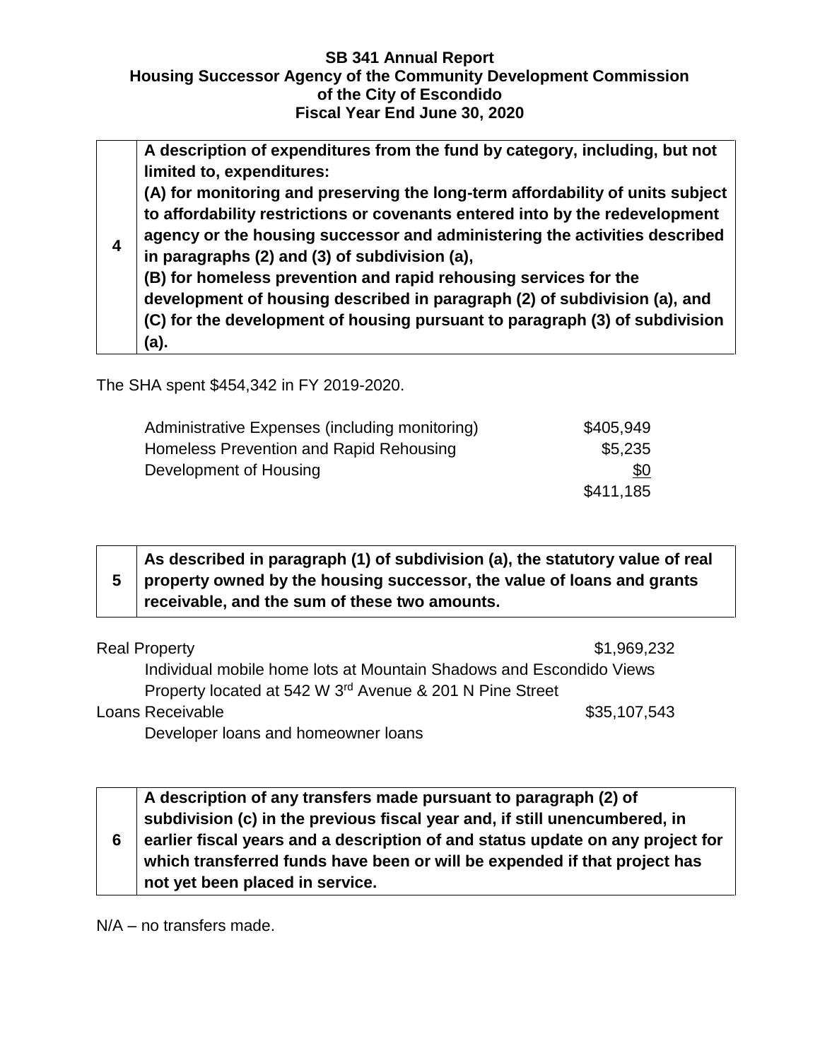**SB 341 Annual Report**
**Housing Successor Agency of the Community Development Commission of the City of Escondido**
**Fiscal Year End June 30, 2020**

| 4 | **A description of expenditures from the fund by category, including, but not limited to, expenditures:**<br>**(A) for monitoring and preserving the long-term affordability of units subject to affordability restrictions or covenants entered into by the redevelopment agency or the housing successor and administering the activities described in paragraphs (2) and (3) of subdivision (a),**<br>**(B) for homeless prevention and rapid rehousing services for the development of housing described in paragraph (2) of subdivision (a), and**<br>**(C) for the development of housing pursuant to paragraph (3) of subdivision (a).** |
|---|---|

The SHA spent $454,342 in FY 2019-2020.

| | |
|---|---|
| Administrative Expenses (including monitoring) | $405,949 |
| Homeless Prevention and Rapid Rehousing | $5,235 |
| Development of Housing | $0 |
| | $411,185 |

| 5 | **As described in paragraph (1) of subdivision (a), the statutory value of real property owned by the housing successor, the value of loans and grants receivable, and the sum of these two amounts.** |
|---|---|

Real Property $1,969,232

- Individual mobile home lots at Mountain Shadows and Escondido Views
- Property located at 542 W 3rd Avenue & 201 N Pine Street

Loans Receivable $35,107,543

- Developer loans and homeowner loans

| 6 | **A description of any transfers made pursuant to paragraph (2) of subdivision (c) in the previous fiscal year and, if still unencumbered, in earlier fiscal years and a description of and status update on any project for which transferred funds have been or will be expended if that project has not yet been placed in service.** |
|---|---|

N/A – no transfers made.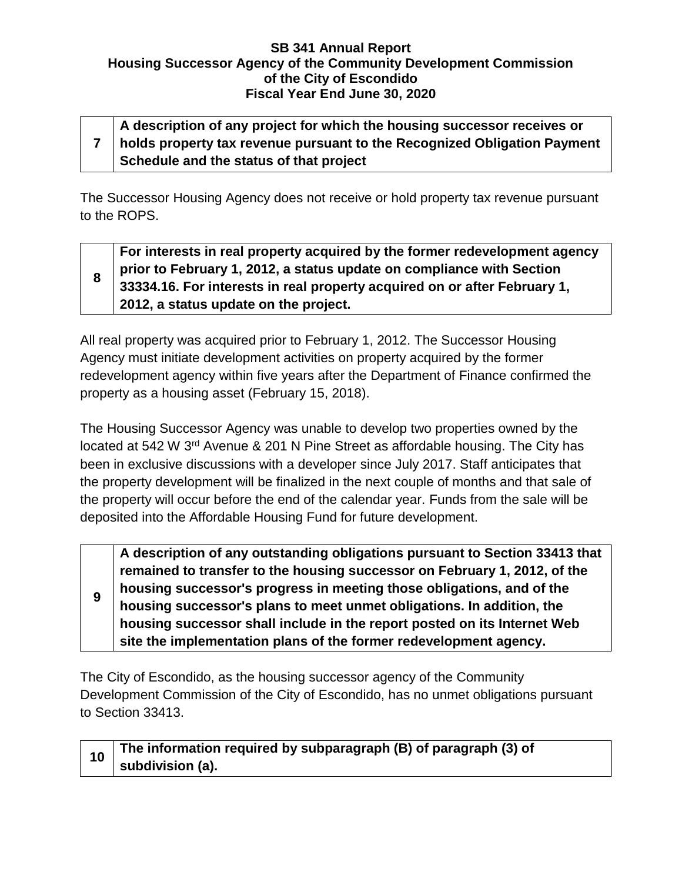| 7 | A description of any project for which the housing successor receives or holds property tax revenue pursuant to the Recognized Obligation Payment Schedule and the status of that project |
|---|---|

The Successor Housing Agency does not receive or hold property tax revenue pursuant to the ROPS.

| 8 | For interests in real property acquired by the former redevelopment agency prior to February 1, 2012, a status update on compliance with Section 33334.16. For interests in real property acquired on or after February 1, 2012, a status update on the project. |
|---|---|

All real property was acquired prior to February 1, 2012. The Successor Housing Agency must initiate development activities on property acquired by the former redevelopment agency within five years after the Department of Finance confirmed the property as a housing asset (February 15, 2018).

The Housing Successor Agency was unable to develop two properties owned by the located at 542 W 3rd Avenue & 201 N Pine Street as affordable housing. The City has been in exclusive discussions with a developer since July 2017. Staff anticipates that the property development will be finalized in the next couple of months and that sale of the property will occur before the end of the calendar year. Funds from the sale will be deposited into the Affordable Housing Fund for future development.

| 9 | A description of any outstanding obligations pursuant to Section 33413 that remained to transfer to the housing successor on February 1, 2012, of the housing successor's progress in meeting those obligations, and of the housing successor's plans to meet unmet obligations. In addition, the housing successor shall include in the report posted on its Internet Web site the implementation plans of the former redevelopment agency. |
|---|---|

The City of Escondido, as the housing successor agency of the Community Development Commission of the City of Escondido, has no unmet obligations pursuant to Section 33413.

| 10 | The information required by subparagraph (B) of paragraph (3) of subdivision (a). |
|---|---|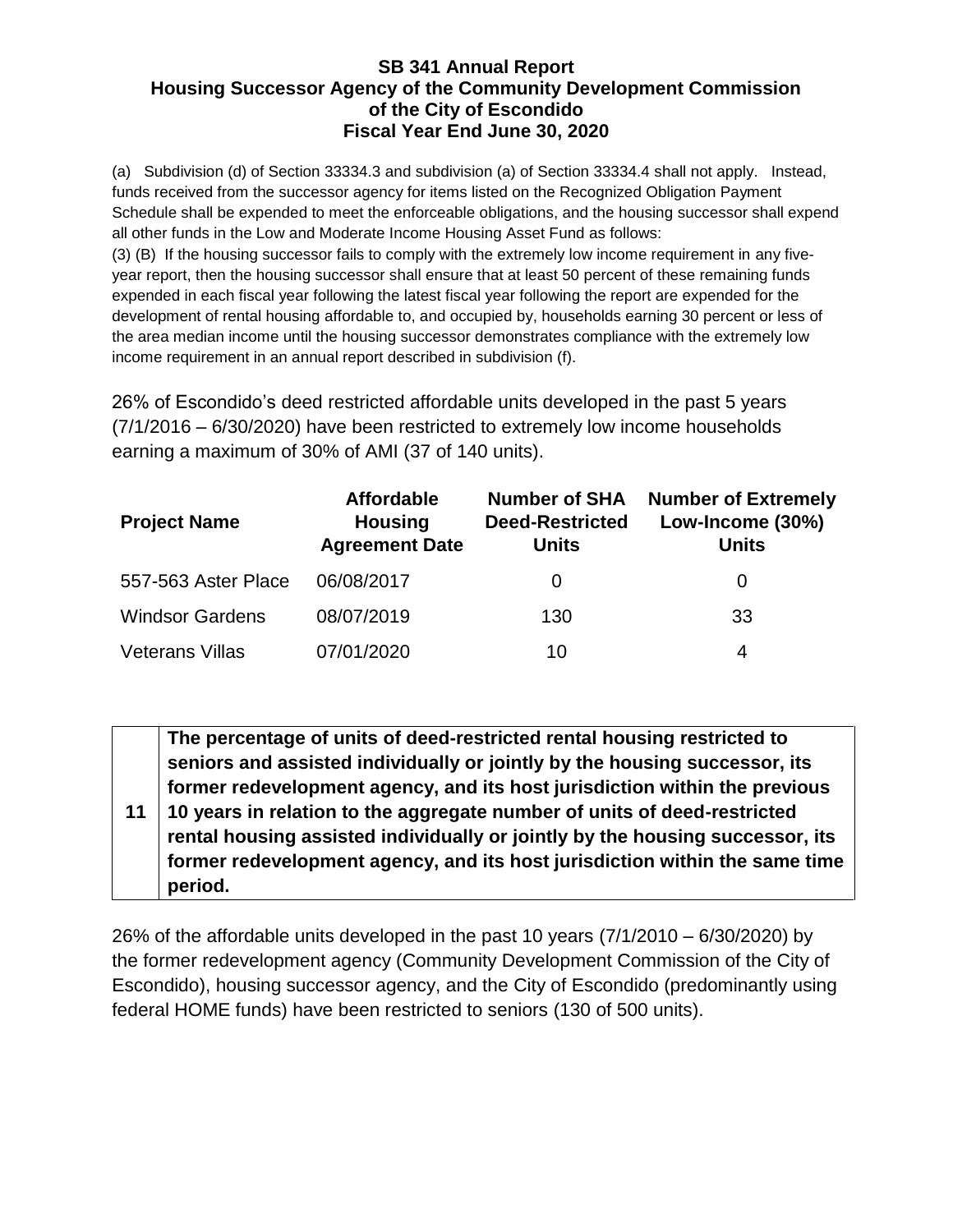# SB 341 Annual Report
## Housing Successor Agency of the Community Development Commission of the City of Escondido
## Fiscal Year End June 30, 2020

(a) Subdivision (d) of Section 33334.3 and subdivision (a) of Section 33334.4 shall not apply. Instead, funds received from the successor agency for items listed on the Recognized Obligation Payment Schedule shall be expended to meet the enforceable obligations, and the housing successor shall expend all other funds in the Low and Moderate Income Housing Asset Fund as follows:

(3) (B) If the housing successor fails to comply with the extremely low income requirement in any five-year report, then the housing successor shall ensure that at least 50 percent of these remaining funds expended in each fiscal year following the latest fiscal year following the report are expended for the development of rental housing affordable to, and occupied by, households earning 30 percent or less of the area median income until the housing successor demonstrates compliance with the extremely low income requirement in an annual report described in subdivision (f).

26% of Escondido's deed restricted affordable units developed in the past 5 years (7/1/2016 – 6/30/2020) have been restricted to extremely low income households earning a maximum of 30% of AMI (37 of 140 units).

| Project Name | Affordable Housing Agreement Date | Number of SHA Deed-Restricted Units | Number of Extremely Low-Income (30%) Units |
|---|---|---|---|
| 557-563 Aster Place | 06/08/2017 | 0 | 0 |
| Windsor Gardens | 08/07/2019 | 130 | 33 |
| Veterans Villas | 07/01/2020 | 10 | 4 |

| 11 | **The percentage of units of deed-restricted rental housing restricted to seniors and assisted individually or jointly by the housing successor, its former redevelopment agency, and its host jurisdiction within the previous 10 years in relation to the aggregate number of units of deed-restricted rental housing assisted individually or jointly by the housing successor, its former redevelopment agency, and its host jurisdiction within the same time period.** |
|---|---|

26% of the affordable units developed in the past 10 years (7/1/2010 – 6/30/2020) by the former redevelopment agency (Community Development Commission of the City of Escondido), housing successor agency, and the City of Escondido (predominantly using federal HOME funds) have been restricted to seniors (130 of 500 units).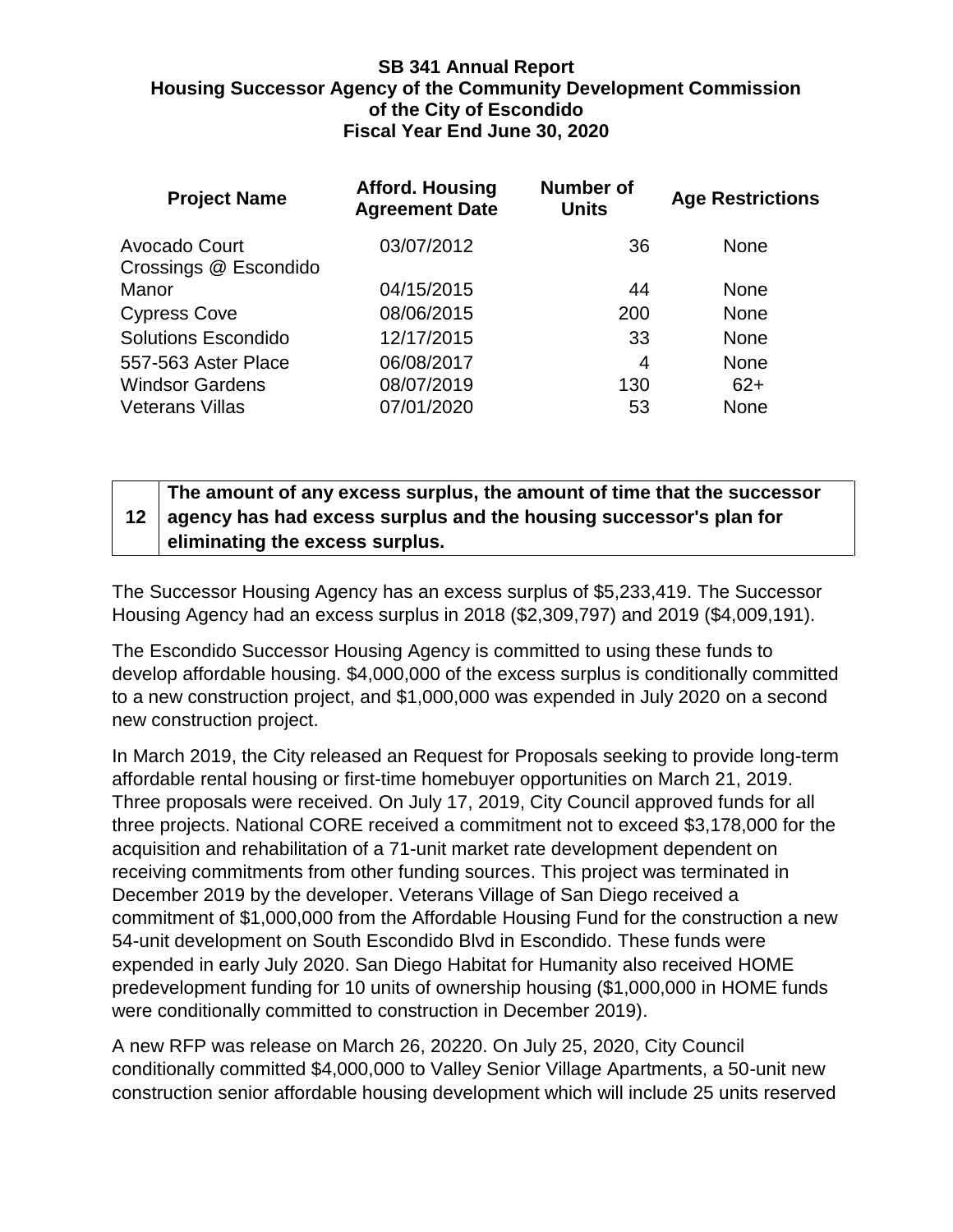**SB 341 Annual Report**
**Housing Successor Agency of the Community Development Commission of the City of Escondido**
**Fiscal Year End June 30, 2020**

| Project Name | Afford. Housing Agreement Date | Number of Units | Age Restrictions |
|---|---|---|---|
| Avocado Court | 03/07/2012 | 36 | None |
| Crossings @ Escondido Manor | 04/15/2015 | 44 | None |
| Cypress Cove | 08/06/2015 | 200 | None |
| Solutions Escondido | 12/17/2015 | 33 | None |
| 557-563 Aster Place | 06/08/2017 | 4 | None |
| Windsor Gardens | 08/07/2019 | 130 | 62+ |
| Veterans Villas | 07/01/2020 | 53 | None |

| 12 | **The amount of any excess surplus, the amount of time that the successor agency has had excess surplus and the housing successor's plan for eliminating the excess surplus.** |
|---|---|

The Successor Housing Agency has an excess surplus of $5,233,419. The Successor Housing Agency had an excess surplus in 2018 ($2,309,797) and 2019 ($4,009,191).

The Escondido Successor Housing Agency is committed to using these funds to develop affordable housing. $4,000,000 of the excess surplus is conditionally committed to a new construction project, and $1,000,000 was expended in July 2020 on a second new construction project.

In March 2019, the City released an Request for Proposals seeking to provide long-term affordable rental housing or first-time homebuyer opportunities on March 21, 2019. Three proposals were received. On July 17, 2019, City Council approved funds for all three projects. National CORE received a commitment not to exceed $3,178,000 for the acquisition and rehabilitation of a 71-unit market rate development dependent on receiving commitments from other funding sources. This project was terminated in December 2019 by the developer. Veterans Village of San Diego received a commitment of $1,000,000 from the Affordable Housing Fund for the construction a new 54-unit development on South Escondido Blvd in Escondido. These funds were expended in early July 2020. San Diego Habitat for Humanity also received HOME predevelopment funding for 10 units of ownership housing ($1,000,000 in HOME funds were conditionally committed to construction in December 2019).

A new RFP was release on March 26, 20220. On July 25, 2020, City Council conditionally committed $4,000,000 to Valley Senior Village Apartments, a 50-unit new construction senior affordable housing development which will include 25 units reserved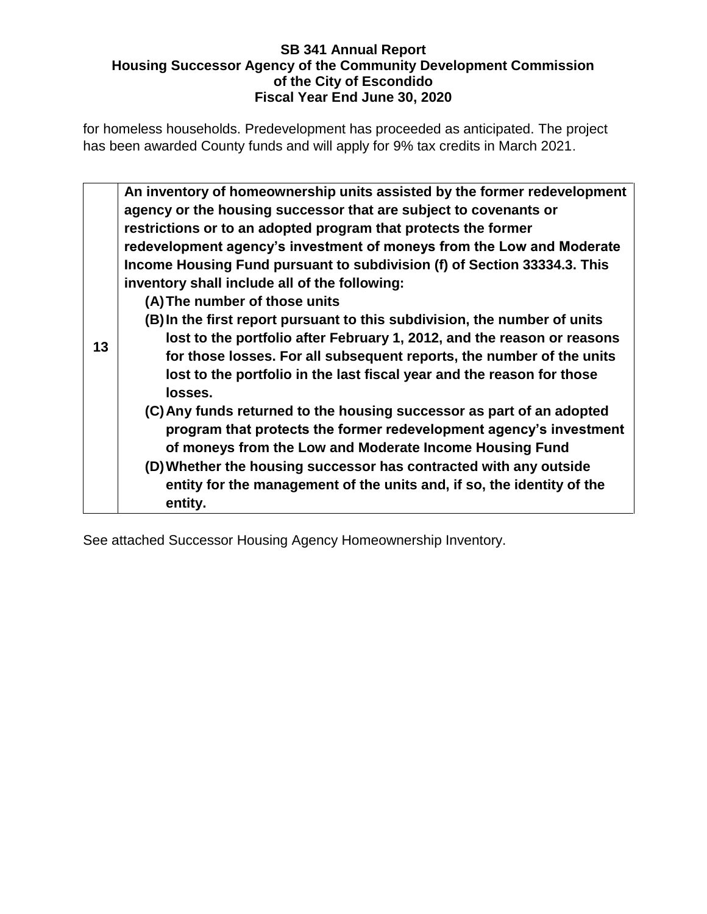for homeless households. Predevelopment has proceeded as anticipated. The project has been awarded County funds and will apply for 9% tax credits in March 2021.

| 13 | **An inventory of homeownership units assisted by the former redevelopment agency or the housing successor that are subject to covenants or restrictions or to an adopted program that protects the former redevelopment agency's investment of moneys from the Low and Moderate Income Housing Fund pursuant to subdivision (f) of Section 33334.3. This inventory shall include all of the following:** <br> **(A) The number of those units** <br> **(B) In the first report pursuant to this subdivision, the number of units lost to the portfolio after February 1, 2012, and the reason or reasons for those losses. For all subsequent reports, the number of the units lost to the portfolio in the last fiscal year and the reason for those losses.** <br> **(C) Any funds returned to the housing successor as part of an adopted program that protects the former redevelopment agency's investment of moneys from the Low and Moderate Income Housing Fund** <br> **(D) Whether the housing successor has contracted with any outside entity for the management of the units and, if so, the identity of the entity.** |
|---|---|

See attached Successor Housing Agency Homeownership Inventory.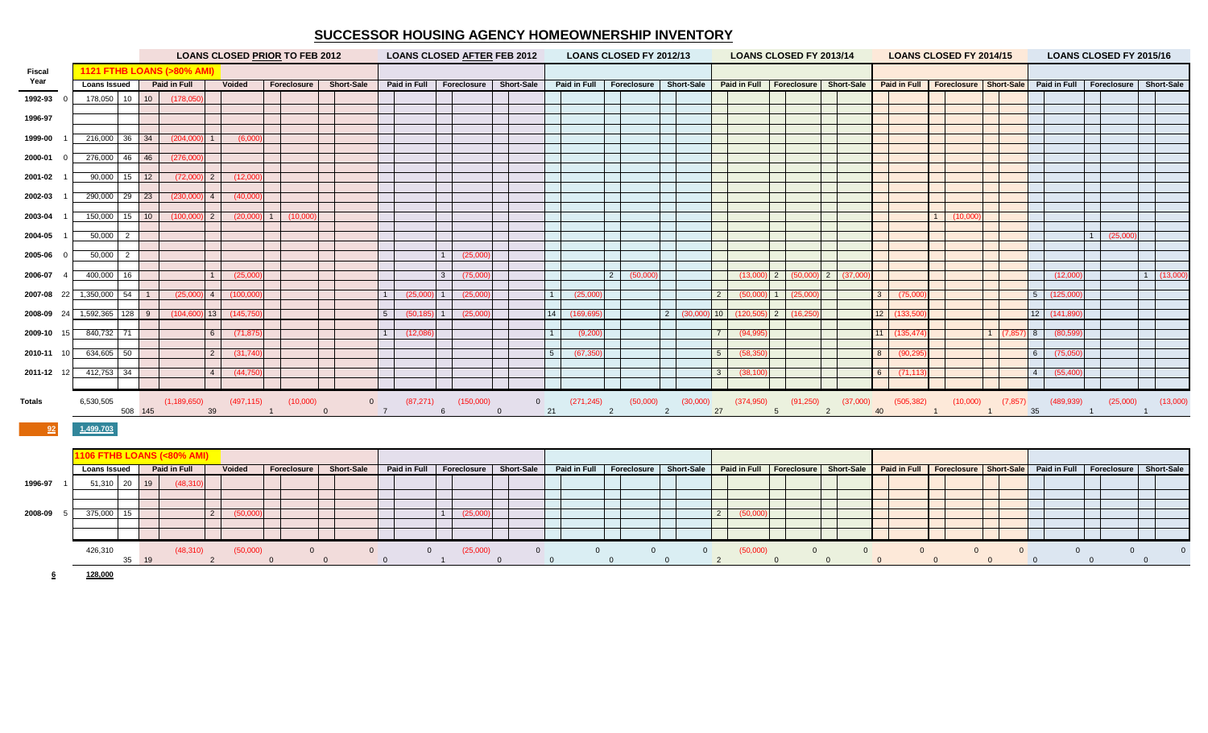# SUCCESSOR HOUSING AGENCY HOMEOWNERSHIP INVENTORY

## 1121 FTHB LOANS (>80% AMI)

| Fiscal Year | | LOANS CLOSED PRIOR TO FEB 2012 | | | | LOANS CLOSED AFTER FEB 2012 | | | LOANS CLOSED FY 2012/13 | | | LOANS CLOSED FY 2013/14 | | | LOANS CLOSED FY 2014/15 | | | LOANS CLOSED FY 2015/16 | | |
|---|---|---|---|---|---|---|---|---|---|---|---|---|---|---|---|---|---|---|---|---|
| | Loans Issued | Paid in Full | Voided | Foreclosure | Short-Sale | Paid in Full | Foreclosure | Short-Sale | Paid in Full | Foreclosure | Short-Sale | Paid in Full | Foreclosure | Short-Sale | Paid in Full | Foreclosure | Short-Sale | Paid in Full | Foreclosure | Short-Sale |
| 1992-93 0 | 178,050 10 | 10 (178,050) | | | | | | | | | | | | | | | | | | |
| 1996-97 | | | | | | | | | | | | | | | | | | | | |
| 1999-00 1 | 216,000 36 | 34 (204,000) | 1 (6,000) | | | | | | | | | | | | | | | | | |
| 2000-01 0 | 276,000 46 | 46 (276,000) | | | | | | | | | | | | | | | | | | |
| 2001-02 1 | 90,000 15 | 12 (72,000) | 2 (12,000) | | | | | | | | | | | | | | | | | |
| 2002-03 1 | 290,000 29 | 23 (230,000) | 4 (40,000) | | | | | | | | | | | | | | | | | |
| 2003-04 1 | 150,000 15 | 10 (100,000) | 2 (20,000) | 1 (10,000) | | | | | | | | | | | | 1 (10,000) | | | | |
| 2004-05 1 | 50,000 2 | | | | | | | | | | | | | | | | | | 1 (25,000) | |
| 2005-06 0 | 50,000 2 | | | | | | 1 (25,000) | | | | | | | | | | | | | |
| 2006-07 4 | 400,000 16 | | 1 (25,000) | | | | 3 (75,000) | | | 2 (50,000) | | (13,000) | 2 (50,000) | 2 (37,000) | | | | (12,000) | | 1 (13,000) |
| 2007-08 22 | 1,350,000 54 | 1 (25,000) | 4 (100,000) | | | 1 (25,000) | 1 (25,000) | | 1 (25,000) | | | 2 (50,000) | 1 (25,000) | | 3 (75,000) | | | 5 (125,000) | | |
| 2008-09 24 | 1,592,365 128 | 9 (104,600) | 13 (145,750) | | | 5 (50,185) | 1 (25,000) | | 14 (169,695) | | 2 (30,000) | 10 (120,505) | 2 (16,250) | | 12 (133,500) | | | 12 (141,890) | | |
| 2009-10 15 | 840,732 71 | | 6 (71,875) | | | 1 (12,086) | | | 1 (9,200) | | | 7 (94,995) | | | 11 (135,474) | | 1 (7,857) | 8 (80,599) | | |
| 2010-11 10 | 634,605 50 | | 2 (31,740) | | | | | | 5 (67,350) | | | 5 (58,350) | | | 8 (90,295) | | | 6 (75,050) | | |
| 2011-12 12 | 412,753 34 | | 4 (44,750) | | | | | | | | | 3 (38,100) | | | 6 (71,113) | | | 4 (55,400) | | |
| Totals | 6,530,505 508 | 145 (1,189,650) | 39 (497,115) | 1 (10,000) | 0 0 | 7 (87,271) | 6 (150,000) | 0 0 | 21 (271,245) | 2 (50,000) | 2 (30,000) | 27 (374,950) | 5 (91,250) | 2 (37,000) | 40 (505,382) | 1 (10,000) | 1 (7,857) | 35 (489,939) | 1 (25,000) | 1 (13,000) |

92 &nbsp;&nbsp; 1,499,703

## 1106 FTHB LOANS (<80% AMI)

| Fiscal Year | Loans Issued | Paid in Full | Voided | Foreclosure | Short-Sale | Paid in Full | Foreclosure | Short-Sale | Paid in Full | Foreclosure | Short-Sale | Paid in Full | Foreclosure | Short-Sale | Paid in Full | Foreclosure | Short-Sale | Paid in Full | Foreclosure | Short-Sale |
|---|---|---|---|---|---|---|---|---|---|---|---|---|---|---|---|---|---|---|---|---|
| 1996-97 1 | 51,310 20 | 19 (48,310) | | | | | | | | | | | | | | | | | | |
| 2008-09 5 | 375,000 15 | | 2 (50,000) | | | | 1 (25,000) | | | | | 2 (50,000) | | | | | | | | |
| | 426,310 35 | 19 (48,310) | 2 (50,000) | 0 0 | 0 0 | 0 0 | 1 (25,000) | 0 0 | 0 0 | 0 0 | 0 0 | 2 (50,000) | 0 0 | 0 0 | 0 0 | 0 0 | 0 0 | 0 0 | 0 0 | 0 0 |

6 &nbsp;&nbsp; 128,000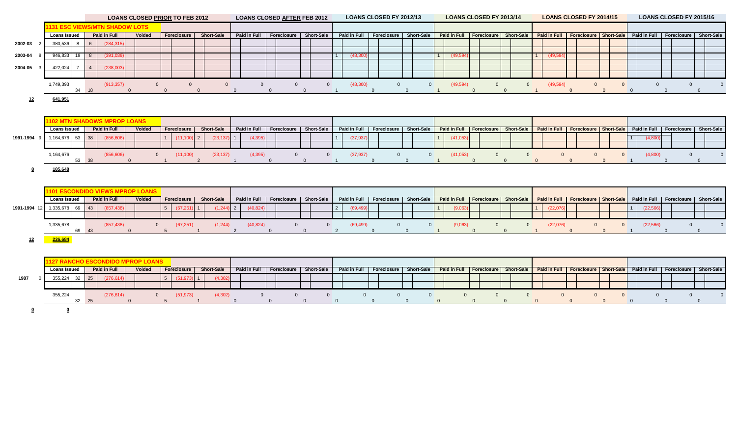## 1131 ESC VIEWS/MTN SHADOW LOTS

| | | | | LOANS CLOSED PRIOR TO FEB 2012 | | | | LOANS CLOSED AFTER FEB 2012 | | | LOANS CLOSED FY 2012/13 | | | LOANS CLOSED FY 2013/14 | | | LOANS CLOSED FY 2014/15 | | | LOANS CLOSED FY 2015/16 | | |
|---|---|---|---|---|---|---|---|---|---|---|---|---|---|---|---|---|---|---|---|---|---|---|
| | | Loans Issued | | Paid in Full | Voided | Foreclosure | Short-Sale | Paid in Full | Foreclosure | Short-Sale | Paid in Full | Foreclosure | Short-Sale | Paid in Full | Foreclosure | Short-Sale | Paid in Full | Foreclosure | Short-Sale | Paid in Full | Foreclosure | Short-Sale |
| 2002-03 | 2 | 380,536 | 8 | 6 (284,315) | | | | | | | | | | | | | | | | | | |
| 2003-04 | 8 | 946,833 | 19 | 8 (391,039) | | | | | | | 1 (48,300) | | | 1 (49,594) | | | 1 (49,594) | | | | | |
| 2004-05 | 3 | 422,024 | 7 | 4 (238,003) | | | | | | | | | | | | | | | | | | |
| | | 1,749,393 | 34 | 18 (913,357) | 0 | 0 0 | 0 0 | 0 0 | 0 0 | 0 0 | 1 (48,300) | 0 0 | 0 0 | 1 (49,594) | 0 0 | 0 0 | 1 (49,594) | 0 0 | 0 0 | 0 0 | 0 0 | 0 0 |

**12** **641,951**

## 1102 MTN SHADOWS MPROP LOANS

| | | Loans Issued | | Paid in Full | Voided | Foreclosure | Short-Sale | Paid in Full | Foreclosure | Short-Sale | Paid in Full | Foreclosure | Short-Sale | Paid in Full | Foreclosure | Short-Sale | Paid in Full | Foreclosure | Short-Sale | Paid in Full | Foreclosure | Short-Sale |
|---|---|---|---|---|---|---|---|---|---|---|---|---|---|---|---|---|---|---|---|---|---|---|
| 1991-1994 | 9 | 1,164,676 | 53 | 38 (856,606) | | 1 (11,100) | 2 (23,137) | 1 (4,395) | | | 1 (37,937) | | | 1 (41,053) | | | | | | 1 (4,800) | | |
| | | 1,164,676 | 53 | 38 (856,606) | 0 | 1 (11,100) | 2 (23,137) | 1 (4,395) | 0 0 | 0 0 | 1 (37,937) | 0 0 | 0 0 | 1 (41,053) | 0 0 | 0 0 | 0 0 | 0 0 | 0 0 | 1 (4,800) | 0 0 | 0 0 |

**8** **185,648**

## 1101 ESCONDIDO VIEWS MPROP LOANS

| | | Loans Issued | | Paid in Full | Voided | Foreclosure | Short-Sale | Paid in Full | Foreclosure | Short-Sale | Paid in Full | Foreclosure | Short-Sale | Paid in Full | Foreclosure | Short-Sale | Paid in Full | Foreclosure | Short-Sale | Paid in Full | Foreclosure | Short-Sale |
|---|---|---|---|---|---|---|---|---|---|---|---|---|---|---|---|---|---|---|---|---|---|---|
| 1991-1994 | 12 | 1,335,678 | 69 | 43 (857,438) | | 5 (67,251) | 1 (1,244) | 2 (40,824) | | | 2 (69,499) | | | 1 (9,063) | | | 1 (22,076) | | | 1 (22,566) | | |
| | | 1,335,678 | 69 | 43 (857,438) | 0 | 5 (67,251) | 1 (1,244) | 2 (40,824) | 0 0 | 0 0 | 2 (69,499) | 0 0 | 0 0 | 1 (9,063) | 0 0 | 0 0 | 1 (22,076) | 0 0 | 0 0 | 1 (22,566) | 0 0 | 0 0 |

**12** **226,684**

## 1127 RANCHO ESCONDIDO MPROP LOANS

| | | Loans Issued | | Paid in Full | Voided | Foreclosure | Short-Sale | Paid in Full | Foreclosure | Short-Sale | Paid in Full | Foreclosure | Short-Sale | Paid in Full | Foreclosure | Short-Sale | Paid in Full | Foreclosure | Short-Sale | Paid in Full | Foreclosure | Short-Sale |
|---|---|---|---|---|---|---|---|---|---|---|---|---|---|---|---|---|---|---|---|---|---|---|
| 1987 | 0 | 355,224 | 32 | 25 (276,614) | | 5 (51,973) | 1 (4,302) | | | | | | | | | | | | | | | |
| | | 355,224 | 32 | 25 (276,614) | 0 | 5 (51,973) | 1 (4,302) | 0 0 | 0 0 | 0 0 | 0 0 | 0 0 | 0 0 | 0 0 | 0 0 | 0 0 | 0 0 | 0 0 | 0 0 | 0 0 | 0 0 | 0 0 |

**0** **0**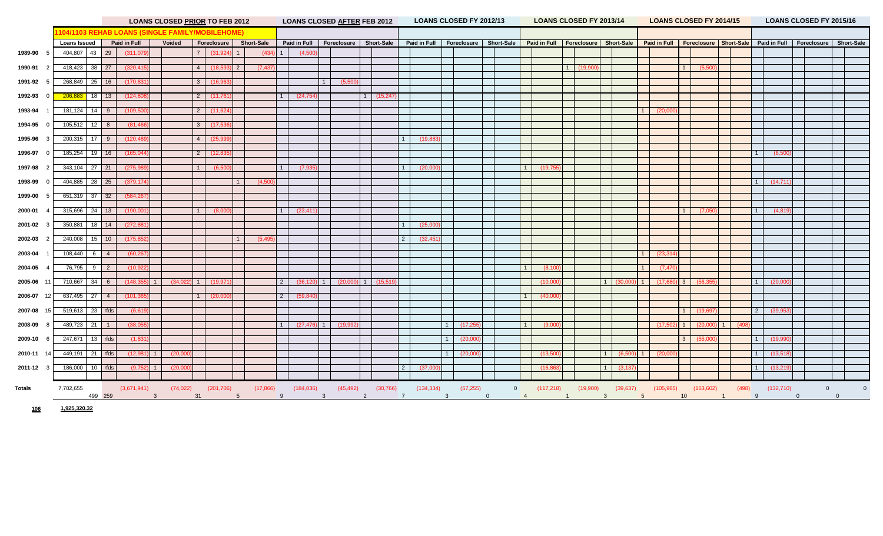**1104/1103 REHAB LOANS (SINGLE FAMILY/MOBILEHOME)**

| | | LOANS CLOSED PRIOR TO FEB 2012 | | | | | | LOANS CLOSED AFTER FEB 2012 | | | LOANS CLOSED FY 2012/13 | | | LOANS CLOSED FY 2013/14 | | | LOANS CLOSED FY 2014/15 | | | LOANS CLOSED FY 2015/16 | | |
|---|---|---|---|---|---|---|---|---|---|---|---|---|---|---|---|---|---|---|---|---|---|---|
| | | Loans Issued | | Paid in Full | Voided | Foreclosure | Short-Sale | Paid in Full | Foreclosure | Short-Sale | Paid in Full | Foreclosure | Short-Sale | Paid in Full | Foreclosure | Short-Sale | Paid in Full | Foreclosure | Short-Sale | Paid in Full | Foreclosure | Short-Sale |
| 1989-90 | 5 | 404,807 | 43 | 29 (311,079) | | 7 (31,924) | 1 (434) | 1 (4,500) | | | | | | | | | | | | | | |
| 1990-91 | 2 | 418,423 | 38 | 27 (320,415) | | 4 (18,593) | 2 (7,437) | | | | | | | | 1 (19,900) | | | 1 (5,500) | | | | |
| 1991-92 | 5 | 268,849 | 25 | 16 (170,831) | | 3 (16,963) | | | 1 (5,500) | | | | | | | | | | | | | |
| 1992-93 | 0 | 206,883 | 18 | 13 (124,808) | | 2 (11,761) | | 1 (24,754) | | 1 (15,247) | | | | | | | | | | | | |
| 1993-94 | 1 | 181,124 | 14 | 9 (109,500) | | 2 (11,624) | | | | | | | | | | | 1 (20,000) | | | | | |
| 1994-95 | 0 | 105,512 | 12 | 8 (81,466) | | 3 (17,536) | | | | | | | | | | | | | | | | |
| 1995-96 | 3 | 200,315 | 17 | 9 (120,489) | | 4 (25,999) | | | | | 1 (19,883) | | | | | | | | | | | |
| 1996-97 | 0 | 185,254 | 19 | 16 (165,044) | | 2 (12,835) | | | | | | | | | | | | | | 1 (6,500) | | |
| 1997-98 | 2 | 343,104 | 27 | 21 (275,989) | | 1 (6,500) | | 1 (7,935) | | | 1 (20,000) | | | 1 (19,755) | | | | | | | | |
| 1998-99 | 0 | 404,885 | 28 | 25 (379,174) | | | 1 (4,500) | | | | | | | | | | | | | 1 (14,711) | | |
| 1999-00 | 5 | 651,319 | 37 | 32 (584,267) | | | | | | | | | | | | | | | | | | |
| 2000-01 | 4 | 315,696 | 24 | 13 (190,001) | | 1 (8,000) | | 1 (23,411) | | | | | | | | | | 1 (7,050) | | 1 (4,819) | | |
| 2001-02 | 3 | 350,881 | 18 | 14 (272,881) | | | | | | | 1 (25,000) | | | | | | | | | | | |
| 2002-03 | 2 | 240,008 | 15 | 10 (175,852) | | | 1 (5,495) | | | | 2 (32,451) | | | | | | | | | | | |
| 2003-04 | 1 | 108,440 | 6 | 4 (60,267) | | | | | | | | | | | | | 1 (23,314) | | | | | |
| 2004-05 | 4 | 76,795 | 9 | 2 (10,922) | | | | | | | | | | 1 (8,100) | | | 1 (7,470) | | | | | |
| 2005-06 | 11 | 710,667 | 34 | 6 (148,355) | 1 (34,022) | 1 (19,971) | | 2 (36,120) | 1 (20,000) | 1 (15,519) | | | | (10,000) | | 1 (30,000) | 1 (17,680) | 3 (56,355) | | 1 (20,000) | | |
| 2006-07 | 12 | 637,495 | 27 | 4 (101,365) | | 1 (20,000) | | 2 (59,840) | | | | | | 1 (40,000) | | | | | | | | |
| 2007-08 | 15 | 519,613 | 23 | rfds (6,619) | | | | | | | | | | | | | | 1 (19,697) | | 2 (39,953) | | |
| 2008-09 | 8 | 489,723 | 21 | 1 (38,055) | | | | 1 (27,476) | 1 (19,992) | | | 1 (17,255) | | 1 (9,000) | | | (17,502) | 1 (20,000) | 1 (498) | | | |
| 2009-10 | 6 | 247,671 | 13 | rfds (1,831) | | | | | | | | 1 (20,000) | | | | | | 3 (55,000) | | 1 (19,990) | | |
| 2010-11 | 14 | 449,191 | 21 | rfds (12,981) | 1 (20,000) | | | | | | | 1 (20,000) | | (13,500) | | 1 (6,500) | 1 (20,000) | | | 1 (13,518) | | |
| 2011-12 | 3 | 186,000 | 10 | rfds (9,752) | 1 (20,000) | | | | | | 2 (37,000) | | | (16,863) | | 1 (3,137) | | | | 1 (13,219) | | |
| **Totals** | | 7,702,655 | 499 | 259 (3,671,941) | 3 (74,022) | 31 (201,706) | 5 (17,866) | 9 (184,036) | 3 (45,492) | 2 (30,766) | 7 (134,334) | 3 (57,255) | 0 0 | 4 (117,218) | 1 (19,900) | 3 (39,637) | 5 (105,965) | 10 (163,602) | 1 (498) | 9 (132,710) | 0 0 | 0 0 |
| | 106 | 1,925,320.32 | | | | | | | | | | | | | | | | | | | | |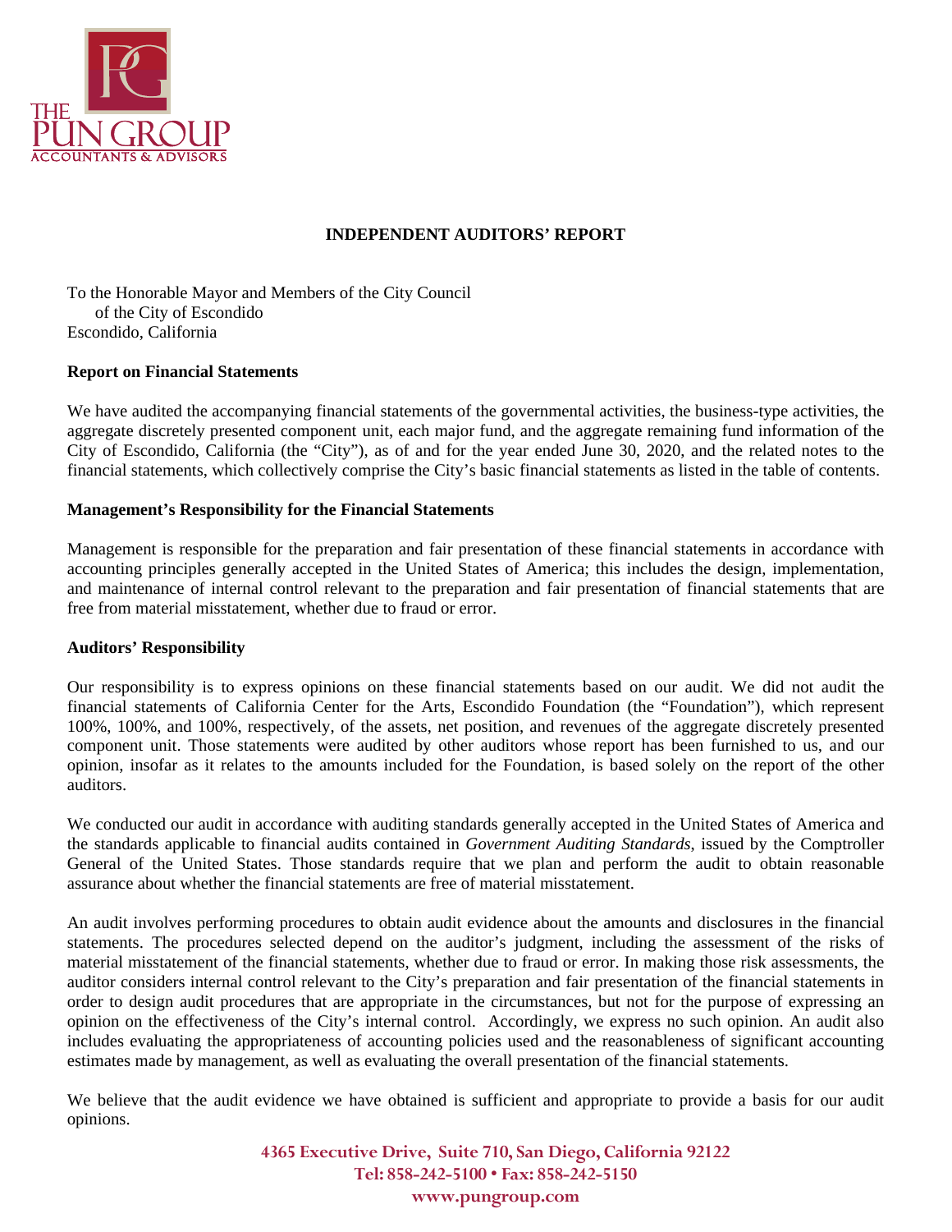THE PUN GROUP
ACCOUNTANTS & ADVISORS

# INDEPENDENT AUDITORS' REPORT

To the Honorable Mayor and Members of the City Council
of the City of Escondido
Escondido, California

## Report on Financial Statements

We have audited the accompanying financial statements of the governmental activities, the business-type activities, the aggregate discretely presented component unit, each major fund, and the aggregate remaining fund information of the City of Escondido, California (the "City"), as of and for the year ended June 30, 2020, and the related notes to the financial statements, which collectively comprise the City's basic financial statements as listed in the table of contents.

## Management's Responsibility for the Financial Statements

Management is responsible for the preparation and fair presentation of these financial statements in accordance with accounting principles generally accepted in the United States of America; this includes the design, implementation, and maintenance of internal control relevant to the preparation and fair presentation of financial statements that are free from material misstatement, whether due to fraud or error.

## Auditors' Responsibility

Our responsibility is to express opinions on these financial statements based on our audit. We did not audit the financial statements of California Center for the Arts, Escondido Foundation (the "Foundation"), which represent 100%, 100%, and 100%, respectively, of the assets, net position, and revenues of the aggregate discretely presented component unit. Those statements were audited by other auditors whose report has been furnished to us, and our opinion, insofar as it relates to the amounts included for the Foundation, is based solely on the report of the other auditors.

We conducted our audit in accordance with auditing standards generally accepted in the United States of America and the standards applicable to financial audits contained in *Government Auditing Standards*, issued by the Comptroller General of the United States. Those standards require that we plan and perform the audit to obtain reasonable assurance about whether the financial statements are free of material misstatement.

An audit involves performing procedures to obtain audit evidence about the amounts and disclosures in the financial statements. The procedures selected depend on the auditor's judgment, including the assessment of the risks of material misstatement of the financial statements, whether due to fraud or error. In making those risk assessments, the auditor considers internal control relevant to the City's preparation and fair presentation of the financial statements in order to design audit procedures that are appropriate in the circumstances, but not for the purpose of expressing an opinion on the effectiveness of the City's internal control. Accordingly, we express no such opinion. An audit also includes evaluating the appropriateness of accounting policies used and the reasonableness of significant accounting estimates made by management, as well as evaluating the overall presentation of the financial statements.

We believe that the audit evidence we have obtained is sufficient and appropriate to provide a basis for our audit opinions.

4365 Executive Drive, Suite 710, San Diego, California 92122
Tel: 858-242-5100 • Fax: 858-242-5150
www.pungroup.com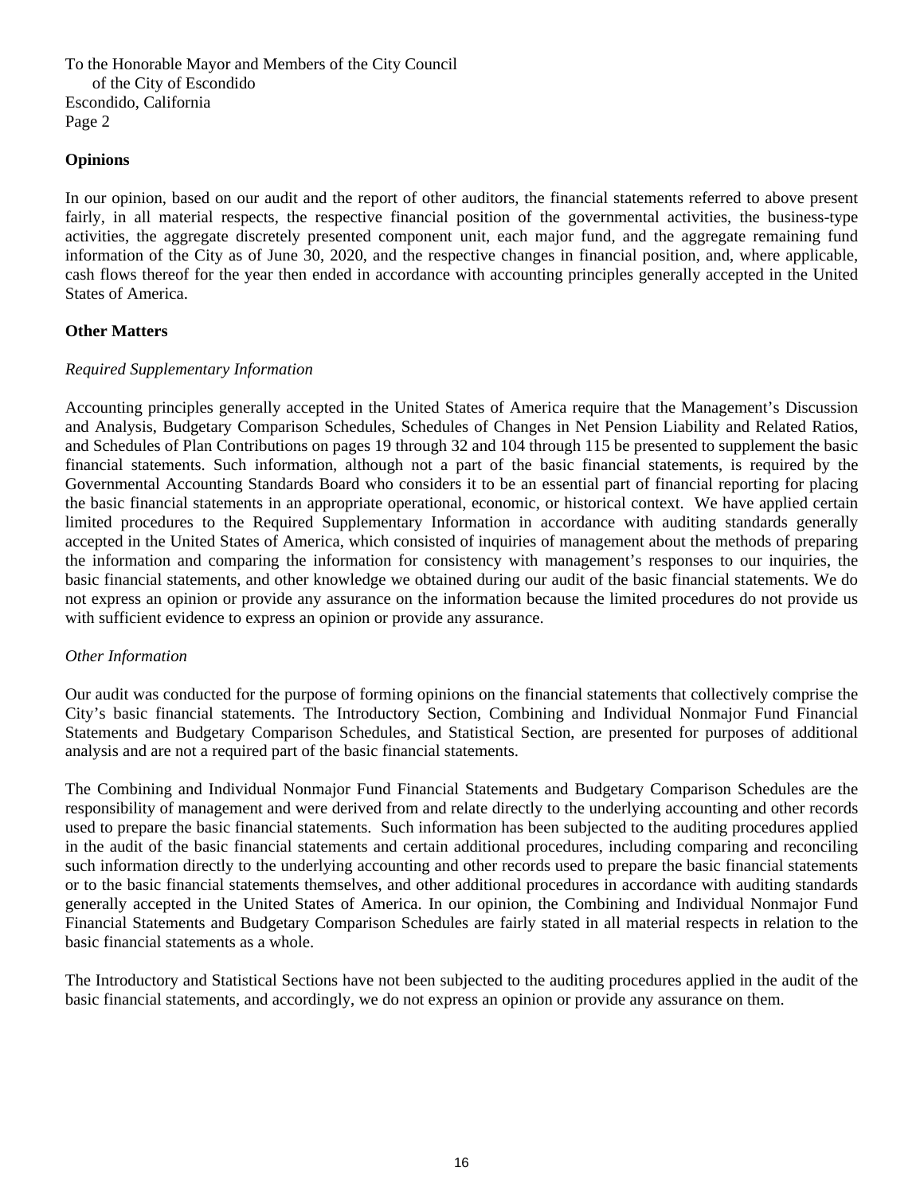To the Honorable Mayor and Members of the City Council
of the City of Escondido
Escondido, California
Page 2

**Opinions**

In our opinion, based on our audit and the report of other auditors, the financial statements referred to above present fairly, in all material respects, the respective financial position of the governmental activities, the business-type activities, the aggregate discretely presented component unit, each major fund, and the aggregate remaining fund information of the City as of June 30, 2020, and the respective changes in financial position, and, where applicable, cash flows thereof for the year then ended in accordance with accounting principles generally accepted in the United States of America.

**Other Matters**

*Required Supplementary Information*

Accounting principles generally accepted in the United States of America require that the Management's Discussion and Analysis, Budgetary Comparison Schedules, Schedules of Changes in Net Pension Liability and Related Ratios, and Schedules of Plan Contributions on pages 19 through 32 and 104 through 115 be presented to supplement the basic financial statements. Such information, although not a part of the basic financial statements, is required by the Governmental Accounting Standards Board who considers it to be an essential part of financial reporting for placing the basic financial statements in an appropriate operational, economic, or historical context. We have applied certain limited procedures to the Required Supplementary Information in accordance with auditing standards generally accepted in the United States of America, which consisted of inquiries of management about the methods of preparing the information and comparing the information for consistency with management's responses to our inquiries, the basic financial statements, and other knowledge we obtained during our audit of the basic financial statements. We do not express an opinion or provide any assurance on the information because the limited procedures do not provide us with sufficient evidence to express an opinion or provide any assurance.

*Other Information*

Our audit was conducted for the purpose of forming opinions on the financial statements that collectively comprise the City's basic financial statements. The Introductory Section, Combining and Individual Nonmajor Fund Financial Statements and Budgetary Comparison Schedules, and Statistical Section, are presented for purposes of additional analysis and are not a required part of the basic financial statements.

The Combining and Individual Nonmajor Fund Financial Statements and Budgetary Comparison Schedules are the responsibility of management and were derived from and relate directly to the underlying accounting and other records used to prepare the basic financial statements. Such information has been subjected to the auditing procedures applied in the audit of the basic financial statements and certain additional procedures, including comparing and reconciling such information directly to the underlying accounting and other records used to prepare the basic financial statements or to the basic financial statements themselves, and other additional procedures in accordance with auditing standards generally accepted in the United States of America. In our opinion, the Combining and Individual Nonmajor Fund Financial Statements and Budgetary Comparison Schedules are fairly stated in all material respects in relation to the basic financial statements as a whole.

The Introductory and Statistical Sections have not been subjected to the auditing procedures applied in the audit of the basic financial statements, and accordingly, we do not express an opinion or provide any assurance on them.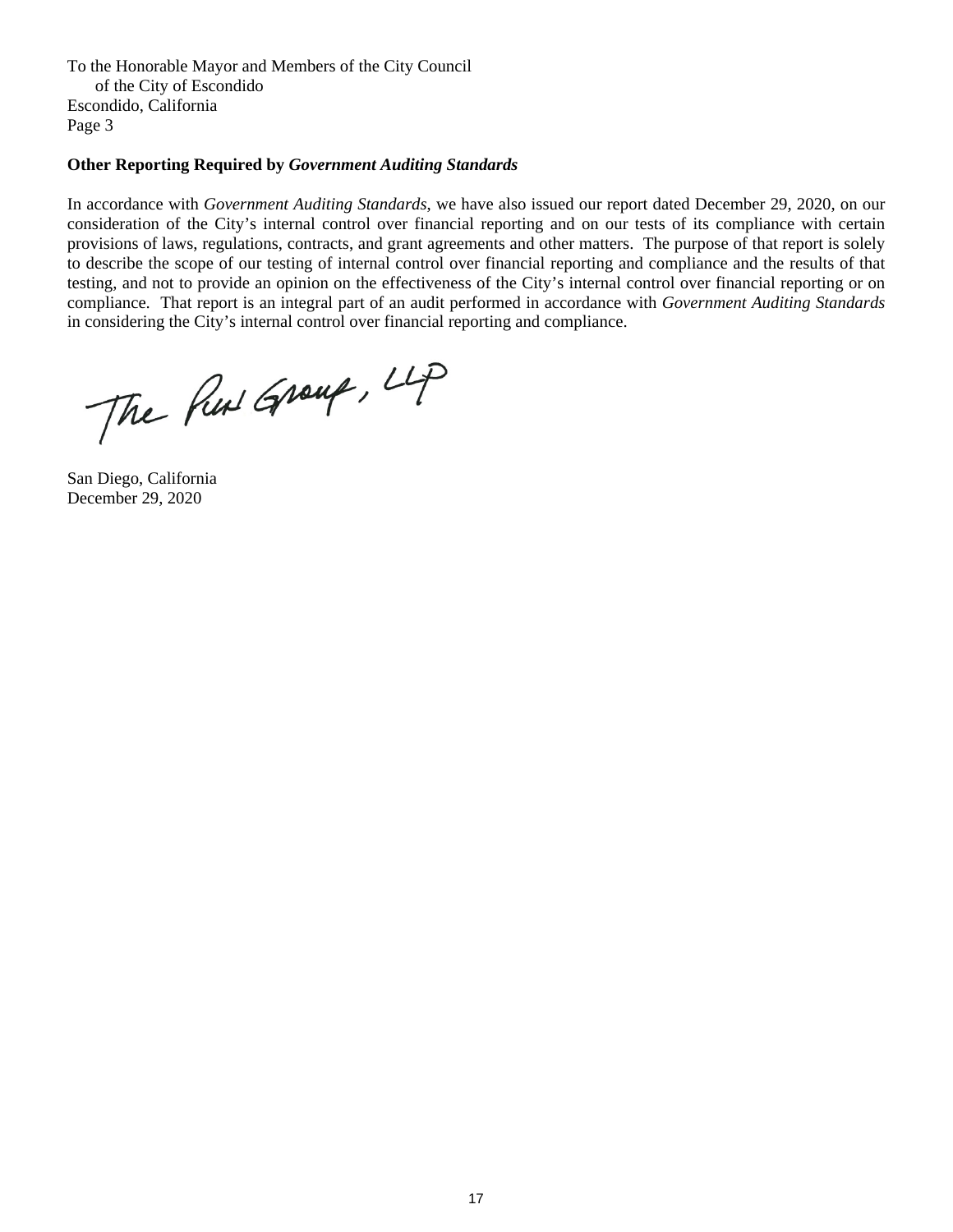To the Honorable Mayor and Members of the City Council
of the City of Escondido
Escondido, California
Page 3

**Other Reporting Required by *Government Auditing Standards***

In accordance with *Government Auditing Standards*, we have also issued our report dated December 29, 2020, on our consideration of the City's internal control over financial reporting and on our tests of its compliance with certain provisions of laws, regulations, contracts, and grant agreements and other matters. The purpose of that report is solely to describe the scope of our testing of internal control over financial reporting and compliance and the results of that testing, and not to provide an opinion on the effectiveness of the City's internal control over financial reporting or on compliance. That report is an integral part of an audit performed in accordance with *Government Auditing Standards* in considering the City's internal control over financial reporting and compliance.

The Pun Group, LLP

San Diego, California
December 29, 2020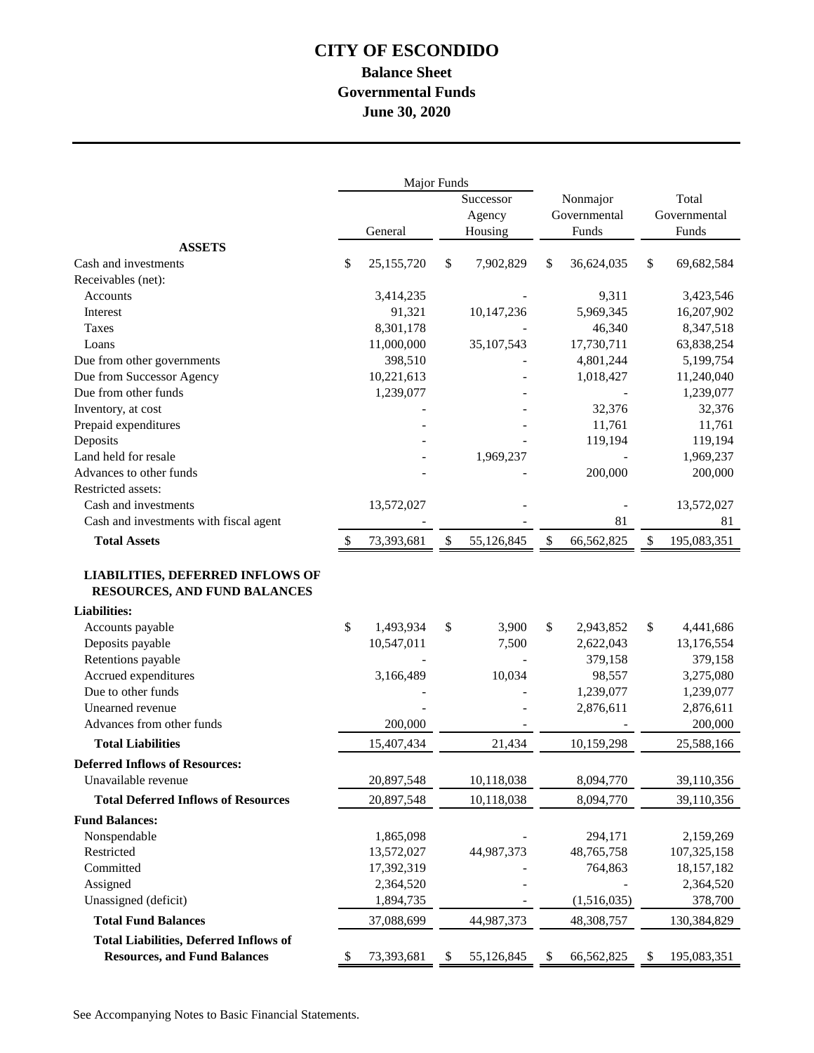# CITY OF ESCONDIDO

## Balance Sheet

## Governmental Funds

## June 30, 2020

| | Major Funds | | | |
|---|---|---|---|---|
| | General | Successor Agency Housing | Nonmajor Governmental Funds | Total Governmental Funds |
| **ASSETS** | | | | |
| Cash and investments | $ 25,155,720 | $ 7,902,829 | $ 36,624,035 | $ 69,682,584 |
| Receivables (net): | | | | |
| Accounts | 3,414,235 | - | 9,311 | 3,423,546 |
| Interest | 91,321 | 10,147,236 | 5,969,345 | 16,207,902 |
| Taxes | 8,301,178 | - | 46,340 | 8,347,518 |
| Loans | 11,000,000 | 35,107,543 | 17,730,711 | 63,838,254 |
| Due from other governments | 398,510 | - | 4,801,244 | 5,199,754 |
| Due from Successor Agency | 10,221,613 | - | 1,018,427 | 11,240,040 |
| Due from other funds | 1,239,077 | - | - | 1,239,077 |
| Inventory, at cost | - | - | 32,376 | 32,376 |
| Prepaid expenditures | - | - | 11,761 | 11,761 |
| Deposits | - | - | 119,194 | 119,194 |
| Land held for resale | - | 1,969,237 | - | 1,969,237 |
| Advances to other funds | - | - | 200,000 | 200,000 |
| Restricted assets: | | | | |
| Cash and investments | 13,572,027 | - | - | 13,572,027 |
| Cash and investments with fiscal agent | - | - | 81 | 81 |
| **Total Assets** | $ 73,393,681 | $ 55,126,845 | $ 66,562,825 | $ 195,083,351 |
| **LIABILITIES, DEFERRED INFLOWS OF RESOURCES, AND FUND BALANCES** | | | | |
| **Liabilities:** | | | | |
| Accounts payable | $ 1,493,934 | $ 3,900 | $ 2,943,852 | $ 4,441,686 |
| Deposits payable | 10,547,011 | 7,500 | 2,622,043 | 13,176,554 |
| Retentions payable | - | - | 379,158 | 379,158 |
| Accrued expenditures | 3,166,489 | 10,034 | 98,557 | 3,275,080 |
| Due to other funds | - | - | 1,239,077 | 1,239,077 |
| Unearned revenue | - | - | 2,876,611 | 2,876,611 |
| Advances from other funds | 200,000 | - | - | 200,000 |
| **Total Liabilities** | 15,407,434 | 21,434 | 10,159,298 | 25,588,166 |
| **Deferred Inflows of Resources:** | | | | |
| Unavailable revenue | 20,897,548 | 10,118,038 | 8,094,770 | 39,110,356 |
| **Total Deferred Inflows of Resources** | 20,897,548 | 10,118,038 | 8,094,770 | 39,110,356 |
| **Fund Balances:** | | | | |
| Nonspendable | 1,865,098 | - | 294,171 | 2,159,269 |
| Restricted | 13,572,027 | 44,987,373 | 48,765,758 | 107,325,158 |
| Committed | 17,392,319 | - | 764,863 | 18,157,182 |
| Assigned | 2,364,520 | - | - | 2,364,520 |
| Unassigned (deficit) | 1,894,735 | - | (1,516,035) | 378,700 |
| **Total Fund Balances** | 37,088,699 | 44,987,373 | 48,308,757 | 130,384,829 |
| **Total Liabilities, Deferred Inflows of Resources, and Fund Balances** | $ 73,393,681 | $ 55,126,845 | $ 66,562,825 | $ 195,083,351 |

See Accompanying Notes to Basic Financial Statements.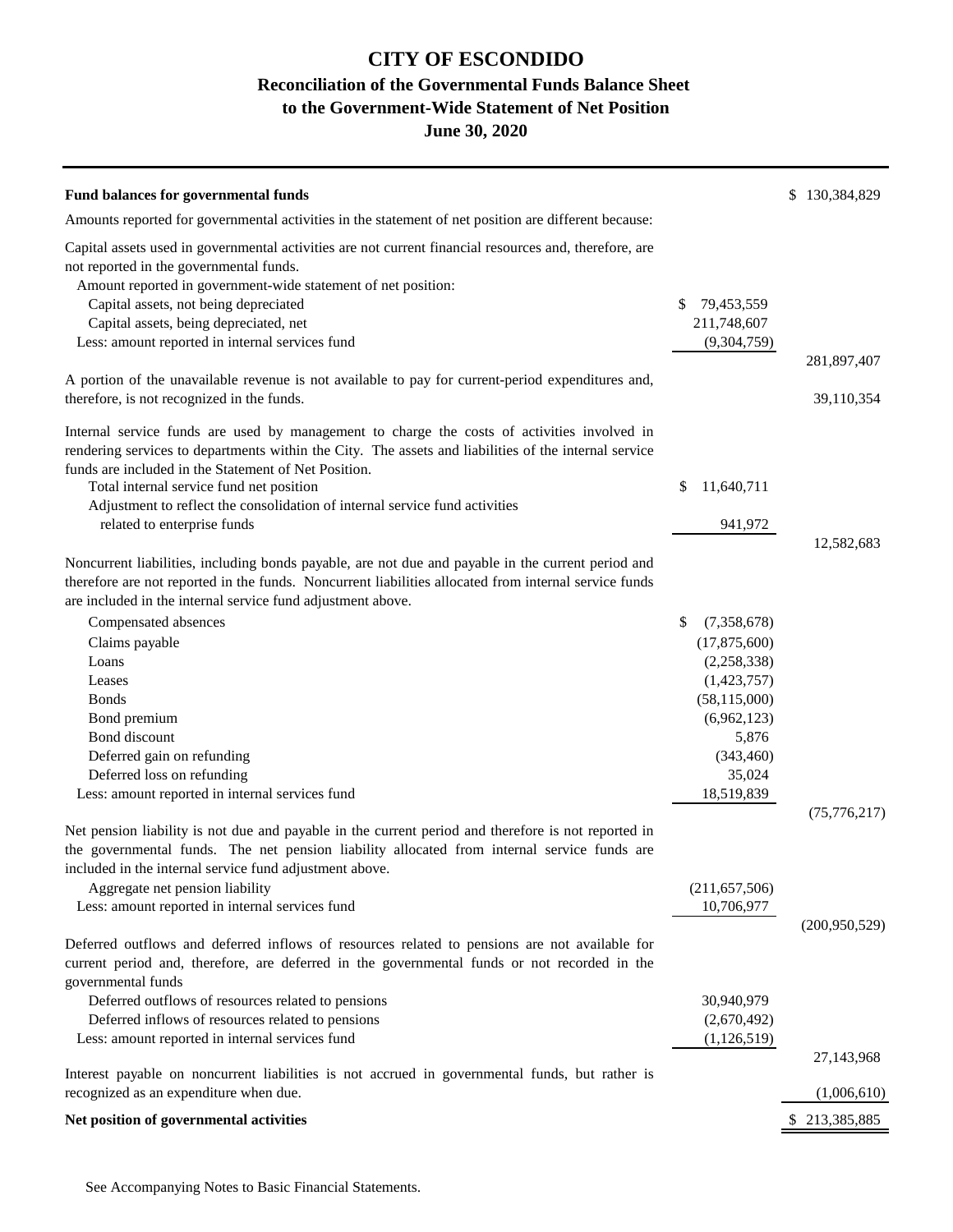# CITY OF ESCONDIDO

## Reconciliation of the Governmental Funds Balance Sheet to the Government-Wide Statement of Net Position

### June 30, 2020

| | | |
|---|---|---|
| **Fund balances for governmental funds** | | $ 130,384,829 |
| Amounts reported for governmental activities in the statement of net position are different because: | | |
| Capital assets used in governmental activities are not current financial resources and, therefore, are not reported in the governmental funds. | | |
| Amount reported in government-wide statement of net position: | | |
| Capital assets, not being depreciated | $ 79,453,559 | |
| Capital assets, being depreciated, net | 211,748,607 | |
| Less: amount reported in internal services fund | (9,304,759) | |
| | | 281,897,407 |
| A portion of the unavailable revenue is not available to pay for current-period expenditures and, therefore, is not recognized in the funds. | | 39,110,354 |
| Internal service funds are used by management to charge the costs of activities involved in rendering services to departments within the City. The assets and liabilities of the internal service funds are included in the Statement of Net Position. | | |
| Total internal service fund net position | $ 11,640,711 | |
| Adjustment to reflect the consolidation of internal service fund activities related to enterprise funds | 941,972 | |
| | | 12,582,683 |
| Noncurrent liabilities, including bonds payable, are not due and payable in the current period and therefore are not reported in the funds. Noncurrent liabilities allocated from internal service funds are included in the internal service fund adjustment above. | | |
| Compensated absences | $ (7,358,678) | |
| Claims payable | (17,875,600) | |
| Loans | (2,258,338) | |
| Leases | (1,423,757) | |
| Bonds | (58,115,000) | |
| Bond premium | (6,962,123) | |
| Bond discount | 5,876 | |
| Deferred gain on refunding | (343,460) | |
| Deferred loss on refunding | 35,024 | |
| Less: amount reported in internal services fund | 18,519,839 | |
| | | (75,776,217) |
| Net pension liability is not due and payable in the current period and therefore is not reported in the governmental funds. The net pension liability allocated from internal service funds are included in the internal service fund adjustment above. | | |
| Aggregate net pension liability | (211,657,506) | |
| Less: amount reported in internal services fund | 10,706,977 | |
| | | (200,950,529) |
| Deferred outflows and deferred inflows of resources related to pensions are not available for current period and, therefore, are deferred in the governmental funds or not recorded in the governmental funds | | |
| Deferred outflows of resources related to pensions | 30,940,979 | |
| Deferred inflows of resources related to pensions | (2,670,492) | |
| Less: amount reported in internal services fund | (1,126,519) | |
| | | 27,143,968 |
| Interest payable on noncurrent liabilities is not accrued in governmental funds, but rather is recognized as an expenditure when due. | | (1,006,610) |
| **Net position of governmental activities** | | $ 213,385,885 |

See Accompanying Notes to Basic Financial Statements.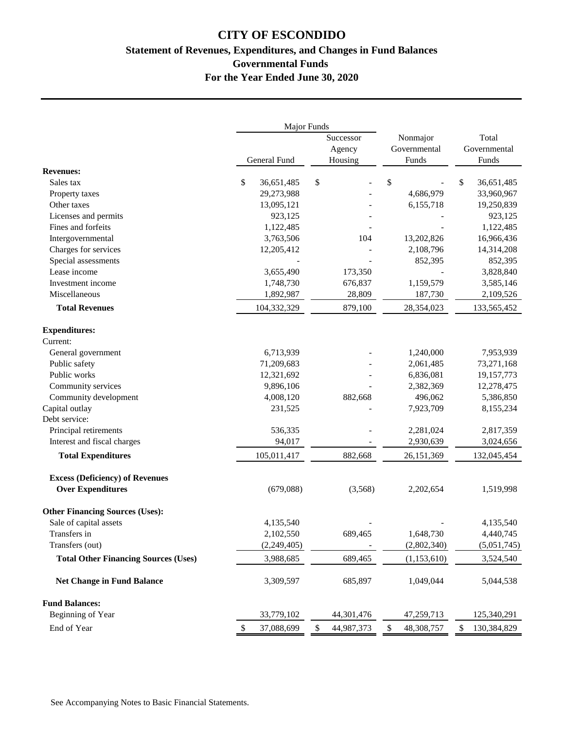# CITY OF ESCONDIDO

## Statement of Revenues, Expenditures, and Changes in Fund Balances

## Governmental Funds

## For the Year Ended June 30, 2020

| | Major Funds | | | |
|---|---|---|---|---|
| | General Fund | Successor Agency Housing | Nonmajor Governmental Funds | Total Governmental Funds |
| **Revenues:** | | | | |
| Sales tax | $ 36,651,485 | $ - | $ - | $ 36,651,485 |
| Property taxes | 29,273,988 | - | 4,686,979 | 33,960,967 |
| Other taxes | 13,095,121 | - | 6,155,718 | 19,250,839 |
| Licenses and permits | 923,125 | - | - | 923,125 |
| Fines and forfeits | 1,122,485 | - | - | 1,122,485 |
| Intergovernmental | 3,763,506 | 104 | 13,202,826 | 16,966,436 |
| Charges for services | 12,205,412 | - | 2,108,796 | 14,314,208 |
| Special assessments | - | - | 852,395 | 852,395 |
| Lease income | 3,655,490 | 173,350 | - | 3,828,840 |
| Investment income | 1,748,730 | 676,837 | 1,159,579 | 3,585,146 |
| Miscellaneous | 1,892,987 | 28,809 | 187,730 | 2,109,526 |
| **Total Revenues** | 104,332,329 | 879,100 | 28,354,023 | 133,565,452 |
| **Expenditures:** | | | | |
| Current: | | | | |
| General government | 6,713,939 | - | 1,240,000 | 7,953,939 |
| Public safety | 71,209,683 | - | 2,061,485 | 73,271,168 |
| Public works | 12,321,692 | - | 6,836,081 | 19,157,773 |
| Community services | 9,896,106 | - | 2,382,369 | 12,278,475 |
| Community development | 4,008,120 | 882,668 | 496,062 | 5,386,850 |
| Capital outlay | 231,525 | - | 7,923,709 | 8,155,234 |
| Debt service: | | | | |
| Principal retirements | 536,335 | - | 2,281,024 | 2,817,359 |
| Interest and fiscal charges | 94,017 | - | 2,930,639 | 3,024,656 |
| **Total Expenditures** | 105,011,417 | 882,668 | 26,151,369 | 132,045,454 |
| **Excess (Deficiency) of Revenues Over Expenditures** | (679,088) | (3,568) | 2,202,654 | 1,519,998 |
| **Other Financing Sources (Uses):** | | | | |
| Sale of capital assets | 4,135,540 | - | - | 4,135,540 |
| Transfers in | 2,102,550 | 689,465 | 1,648,730 | 4,440,745 |
| Transfers (out) | (2,249,405) | - | (2,802,340) | (5,051,745) |
| **Total Other Financing Sources (Uses)** | 3,988,685 | 689,465 | (1,153,610) | 3,524,540 |
| **Net Change in Fund Balance** | 3,309,597 | 685,897 | 1,049,044 | 5,044,538 |
| **Fund Balances:** | | | | |
| Beginning of Year | 33,779,102 | 44,301,476 | 47,259,713 | 125,340,291 |
| End of Year | $ 37,088,699 | $ 44,987,373 | $ 48,308,757 | $ 130,384,829 |

See Accompanying Notes to Basic Financial Statements.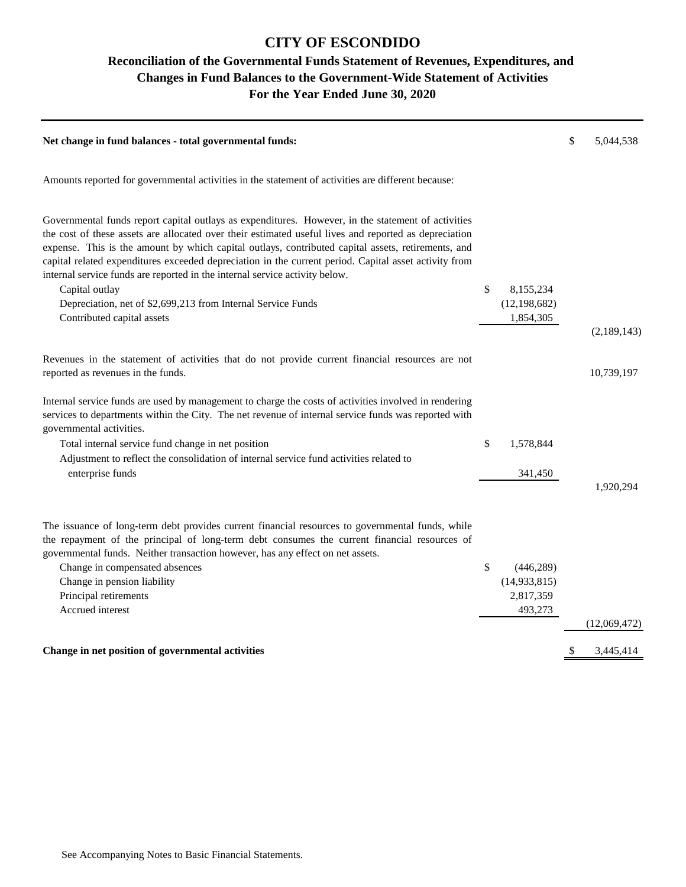# CITY OF ESCONDIDO

## Reconciliation of the Governmental Funds Statement of Revenues, Expenditures, and Changes in Fund Balances to the Government-Wide Statement of Activities

### For the Year Ended June 30, 2020

| | | |
|---|---|---|
| **Net change in fund balances - total governmental funds:** | | $ 5,044,538 |
| Amounts reported for governmental activities in the statement of activities are different because: | | |
| Governmental funds report capital outlays as expenditures. However, in the statement of activities the cost of these assets are allocated over their estimated useful lives and reported as depreciation expense. This is the amount by which capital outlays, contributed capital assets, retirements, and capital related expenditures exceeded depreciation in the current period. Capital asset activity from internal service funds are reported in the internal service activity below. | | |
| Capital outlay | $ 8,155,234 | |
| Depreciation, net of $2,699,213 from Internal Service Funds | (12,198,682) | |
| Contributed capital assets | 1,854,305 | |
| | | (2,189,143) |
| Revenues in the statement of activities that do not provide current financial resources are not reported as revenues in the funds. | | 10,739,197 |
| Internal service funds are used by management to charge the costs of activities involved in rendering services to departments within the City. The net revenue of internal service funds was reported with governmental activities. | | |
| Total internal service fund change in net position | $ 1,578,844 | |
| Adjustment to reflect the consolidation of internal service fund activities related to enterprise funds | 341,450 | |
| | | 1,920,294 |
| The issuance of long-term debt provides current financial resources to governmental funds, while the repayment of the principal of long-term debt consumes the current financial resources of governmental funds. Neither transaction however, has any effect on net assets. | | |
| Change in compensated absences | $ (446,289) | |
| Change in pension liability | (14,933,815) | |
| Principal retirements | 2,817,359 | |
| Accrued interest | 493,273 | |
| | | (12,069,472) |
| **Change in net position of governmental activities** | | $ 3,445,414 |

See Accompanying Notes to Basic Financial Statements.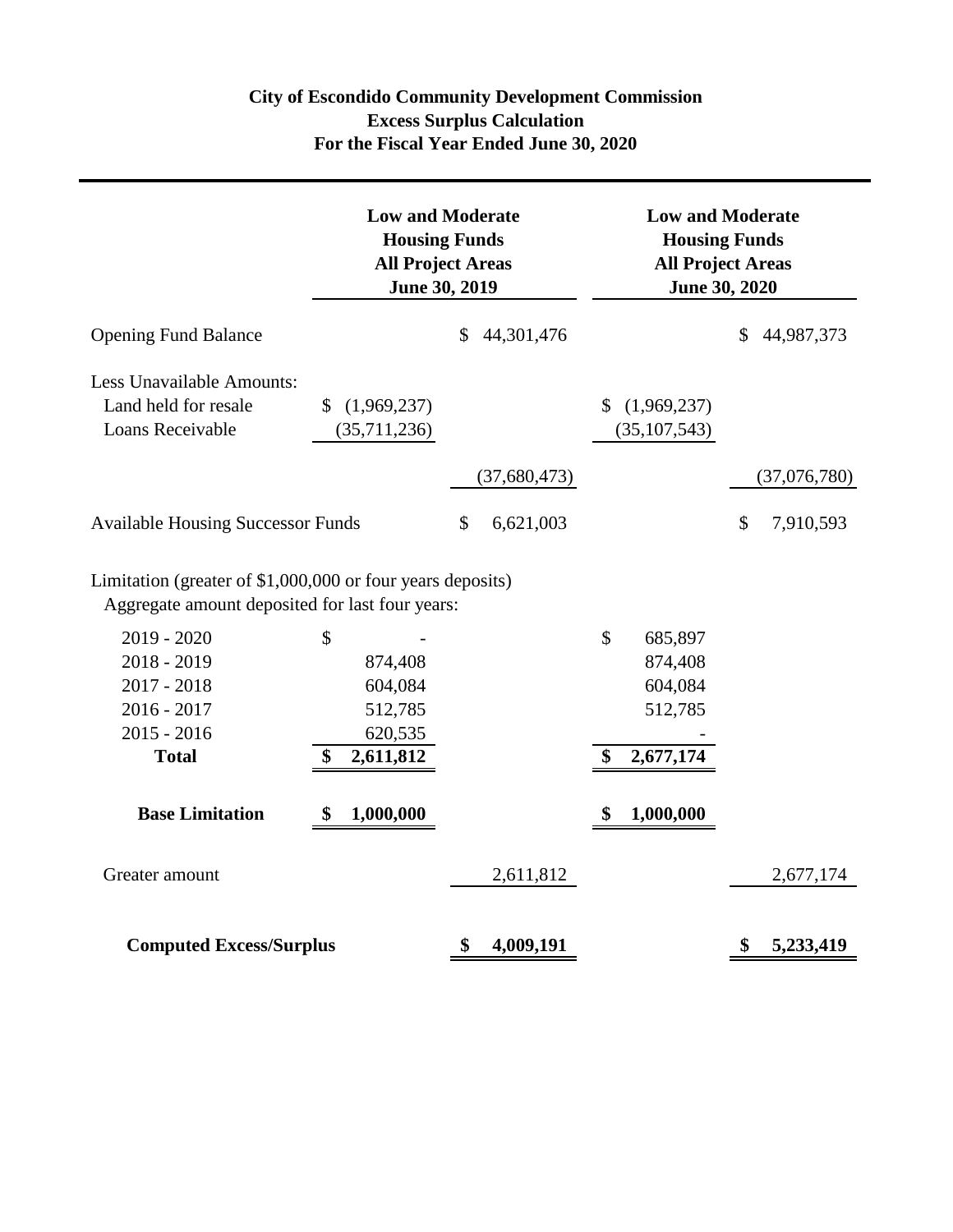# City of Escondido Community Development Commission
## Excess Surplus Calculation
## For the Fiscal Year Ended June 30, 2020

| | Low and Moderate Housing Funds All Project Areas June 30, 2019 | | Low and Moderate Housing Funds All Project Areas June 30, 2020 | |
|---|---|---|---|---|
| Opening Fund Balance | | $ 44,301,476 | | $ 44,987,373 |
| Less Unavailable Amounts: | | | | |
| Land held for resale | $ (1,969,237) | | $ (1,969,237) | |
| Loans Receivable | (35,711,236) | | (35,107,543) | |
| | | (37,680,473) | | (37,076,780) |
| Available Housing Successor Funds | | $ 6,621,003 | | $ 7,910,593 |
| Limitation (greater of $1,000,000 or four years deposits) | | | | |
| Aggregate amount deposited for last four years: | | | | |
| 2019 - 2020 | $ - | | $ 685,897 | |
| 2018 - 2019 | 874,408 | | 874,408 | |
| 2017 - 2018 | 604,084 | | 604,084 | |
| 2016 - 2017 | 512,785 | | 512,785 | |
| 2015 - 2016 | 620,535 | | - | |
| **Total** | **$ 2,611,812** | | **$ 2,677,174** | |
| **Base Limitation** | **$ 1,000,000** | | **$ 1,000,000** | |
| Greater amount | | 2,611,812 | | 2,677,174 |
| **Computed Excess/Surplus** | | **$ 4,009,191** | | **$ 5,233,419** |